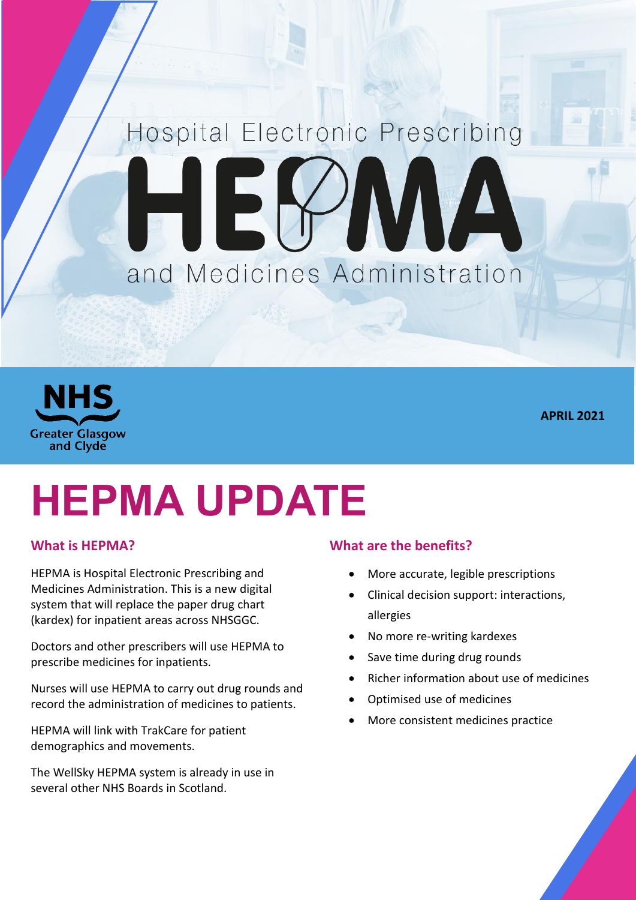# Hospital Electronic Prescribing HEPMA and Medicines Administration

NHS Greater Glasgow and Clyde

**APRIL 2021**

# HEPMA UPDATE

## What is HEPMA?

HEPMA is Hospital Electronic Prescribing and Medicines Administration. This is a new digital system that will replace the paper drug chart (kardex) for inpatient areas across NHSGGC.

Doctors and other prescribers will use HEPMA to prescribe medicines for inpatients.

Nurses will use HEPMA to carry out drug rounds and record the administration of medicines to patients.

HEPMA will link with TrakCare for patient demographics and movements.

The WellSky HEPMA system is already in use in several other NHS Boards in Scotland.

## What are the benefits?

- More accurate, legible prescriptions
- Clinical decision support: interactions, allergies
- No more re-writing kardexes
- Save time during drug rounds
- Richer information about use of medicines
- Optimised use of medicines
- More consistent medicines practice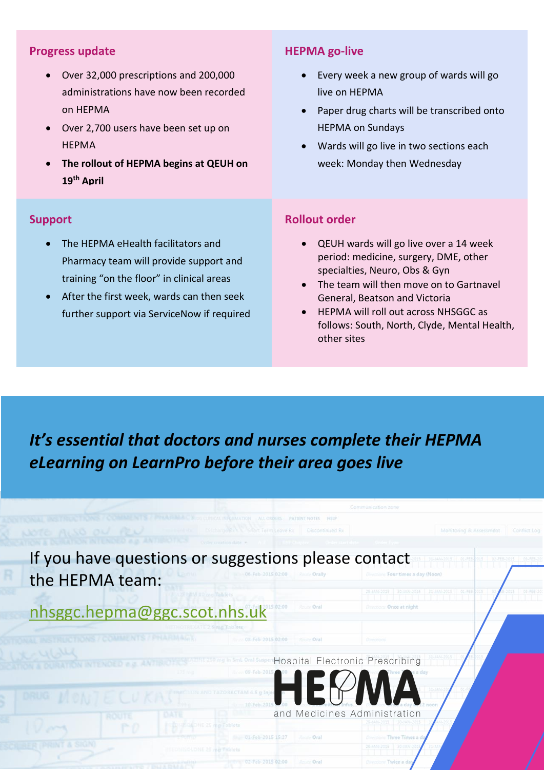## Progress update

- Over 32,000 prescriptions and 200,000 administrations have now been recorded on HEPMA
- Over 2,700 users have been set up on HEPMA
- **The rollout of HEPMA begins at QEUH on 19th April**

## HEPMA go-live

- Every week a new group of wards will go live on HEPMA
- Paper drug charts will be transcribed onto HEPMA on Sundays
- Wards will go live in two sections each week: Monday then Wednesday

## Support

- The HEPMA eHealth facilitators and Pharmacy team will provide support and training "on the floor" in clinical areas
- After the first week, wards can then seek further support via ServiceNow if required

## Rollout order

- QEUH wards will go live over a 14 week period: medicine, surgery, DME, other specialties, Neuro, Obs & Gyn
- The team will then move on to Gartnavel General, Beatson and Victoria
- HEPMA will roll out across NHSGGC as follows: South, North, Clyde, Mental Health, other sites

***It's essential that doctors and nurses complete their HEPMA eLearning on LearnPro before their area goes live***

If you have questions or suggestions please contact the HEPMA team:

nhsggc.hepma@ggc.scot.nhs.uk

Hospital Electronic Prescribing
HEPMA
and Medicines Administration